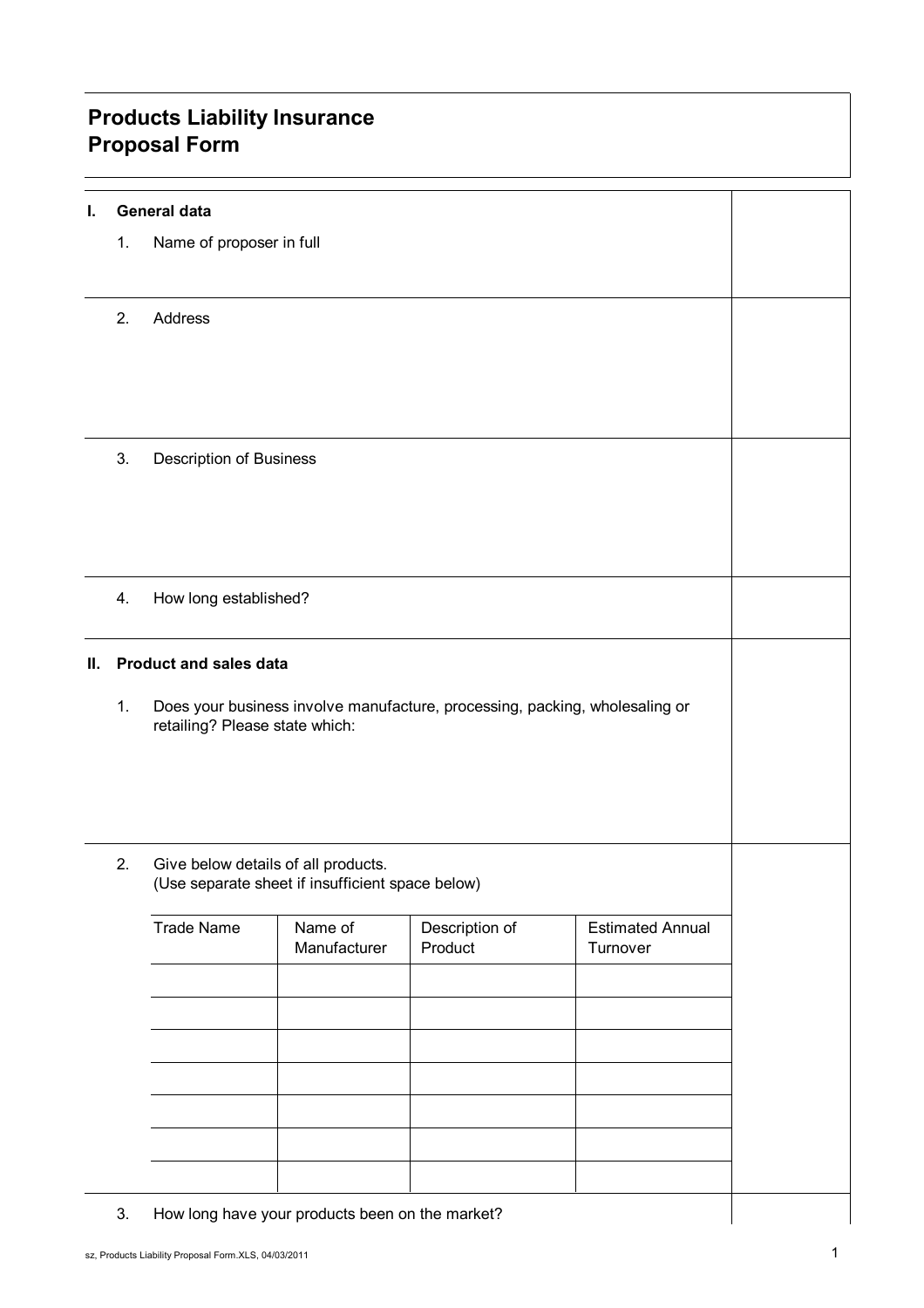# Products Liability Insurance Proposal Form

## I. General data

1. Name of proposer in full

2. Address

3. Description of Business

4. How long established?

## II. Product and sales data

1. Does your business involve manufacture, processing, packing, wholesaling or retailing? Please state which:

2. Give below details of all products.
(Use separate sheet if insufficient space below)

| Trade Name | Name of Manufacturer | Description of Product | Estimated Annual Turnover |
|---|---|---|---|
| | | | |
| | | | |
| | | | |
| | | | |
| | | | |
| | | | |
| | | | |

3. How long have your products been on the market?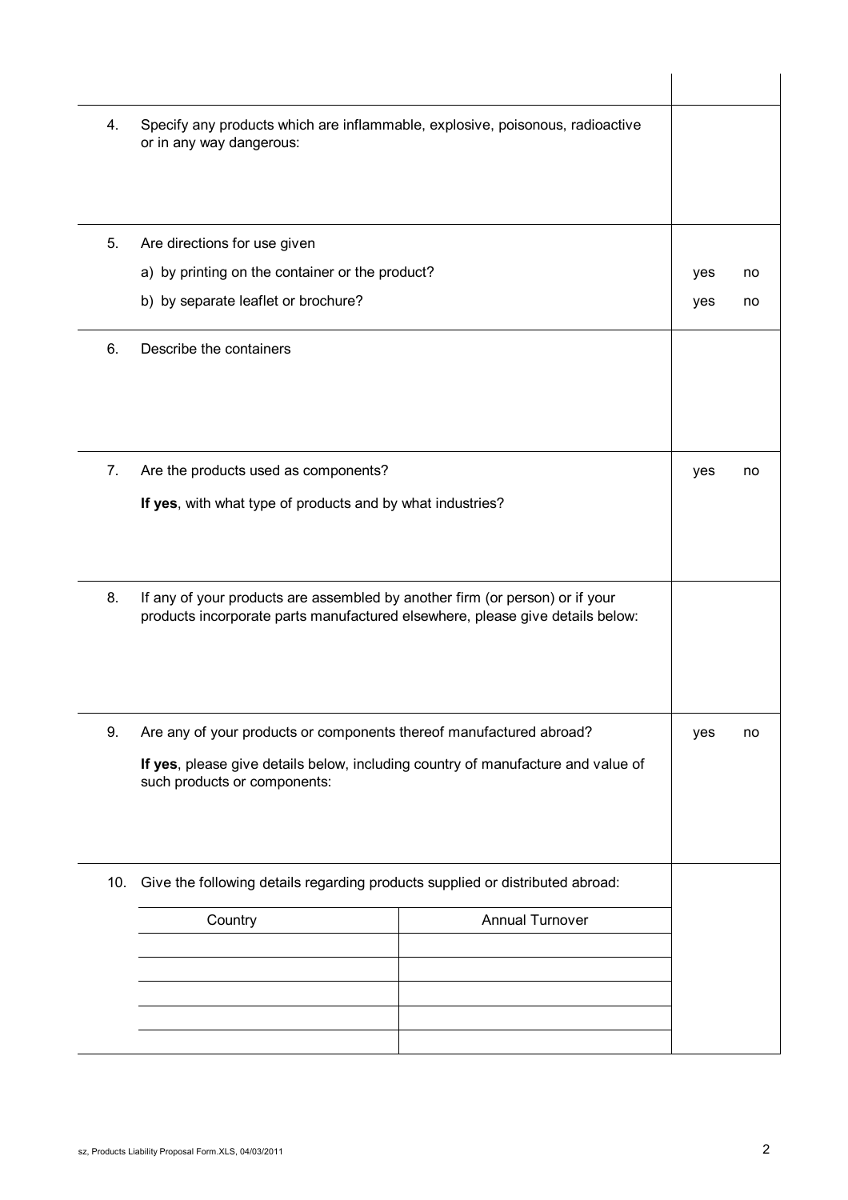4. Specify any products which are inflammable, explosive, poisonous, radioactive or in any way dangerous:

5. Are directions for use given
   - a) by printing on the container or the product? — yes / no
   - b) by separate leaflet or brochure? — yes / no

6. Describe the containers

7. Are the products used as components? — yes / no

   **If yes**, with what type of products and by what industries?

8. If any of your products are assembled by another firm (or person) or if your products incorporate parts manufactured elsewhere, please give details below:

9. Are any of your products or components thereof manufactured abroad? — yes / no

   **If yes**, please give details below, including country of manufacture and value of such products or components:

10. Give the following details regarding products supplied or distributed abroad:

| Country | Annual Turnover |
|---|---|
| | |
| | |
| | |
| | |
| | |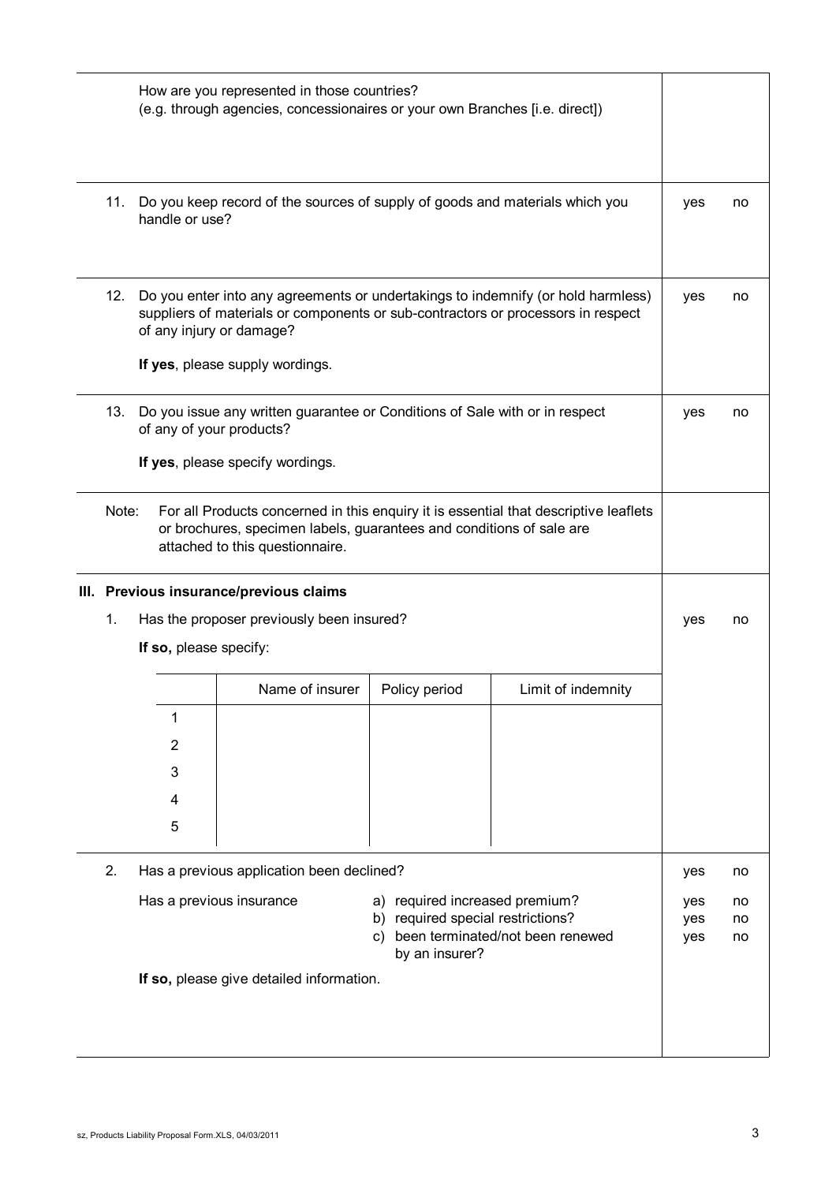How are you represented in those countries?
(e.g. through agencies, concessionaires or your own Branches [i.e. direct])

11. Do you keep record of the sources of supply of goods and materials which you handle or use? — yes / no

12. Do you enter into any agreements or undertakings to indemnify (or hold harmless) suppliers of materials or components or sub-contractors or processors in respect of any injury or damage? — yes / no

    **If yes**, please supply wordings.

13. Do you issue any written guarantee or Conditions of Sale with or in respect of any of your products? — yes / no

    **If yes**, please specify wordings.

Note: For all Products concerned in this enquiry it is essential that descriptive leaflets or brochures, specimen labels, guarantees and conditions of sale are attached to this questionnaire.

## III. Previous insurance/previous claims

1. Has the proposer previously been insured? — yes / no

   **If so,** please specify:

|   | Name of insurer | Policy period | Limit of indemnity |
|---|---|---|---|
| 1 | | | |
| 2 | | | |
| 3 | | | |
| 4 | | | |
| 5 | | | |

2. Has a previous application been declined? — yes / no

   Has a previous insurance
   - a) required increased premium? — yes / no
   - b) required special restrictions? — yes / no
   - c) been terminated/not been renewed by an insurer? — yes / no

   **If so,** please give detailed information.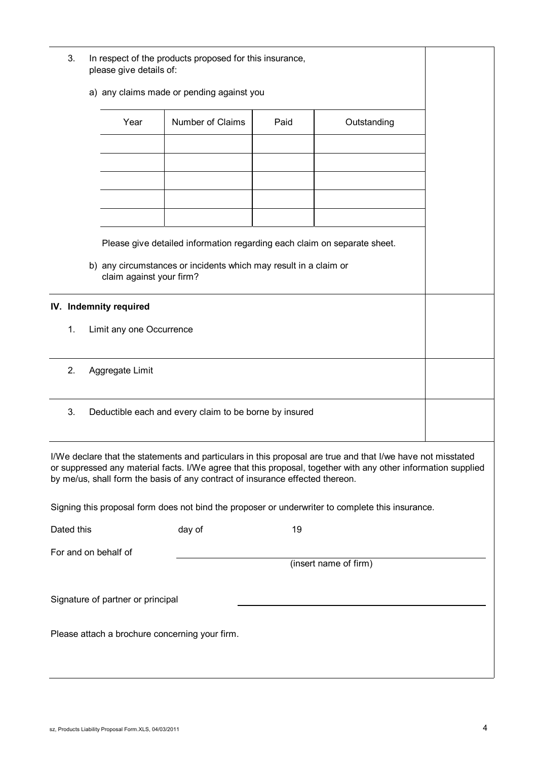3. In respect of the products proposed for this insurance, please give details of:

   a) any claims made or pending against you

| Year | Number of Claims | Paid | Outstanding |
|---|---|---|---|
| | | | |
| | | | |
| | | | |
| | | | |
| | | | |

   Please give detailed information regarding each claim on separate sheet.

   b) any circumstances or incidents which may result in a claim or claim against your firm?

## IV. Indemnity required

1. Limit any one Occurrence

2. Aggregate Limit

3. Deductible each and every claim to be borne by insured

I/We declare that the statements and particulars in this proposal are true and that I/we have not misstated or suppressed any material facts. I/We agree that this proposal, together with any other information supplied by me/us, shall form the basis of any contract of insurance effected thereon.

Signing this proposal form does not bind the proposer or underwriter to complete this insurance.

Dated this                    day of                    19

For and on behalf of ______________________________
(insert name of firm)

Signature of partner or principal ______________________________

Please attach a brochure concerning your firm.

sz, Products Liability Proposal Form.XLS, 04/03/2011